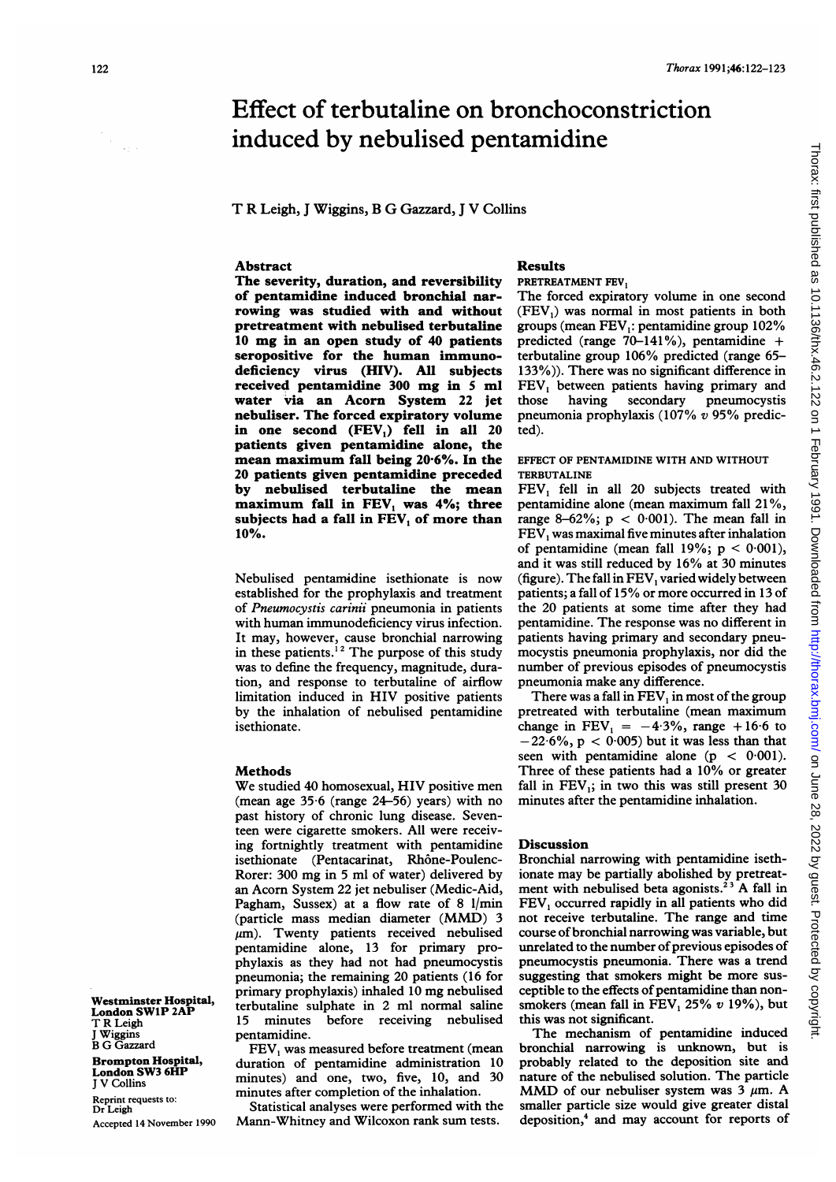# Effect of terbutaline on bronchoconstriction induced by nebulised pentamidine

T R Leigh, J Wiggins, B G Gazzard, J V Collins

## Abstract

**The severity, duration, and reversibility of pentamidine induced bronchial narrowing was studied with and without pretreatment with nebulised terbutaline 10 mg in an open study of 40 patients seropositive for the human immunodeficiency virus (HIV). All subjects received pentamidine 300 mg in 5 ml water via an Acorn System 22 jet nebuliser. The forced expiratory volume in one second ($FEV_1$) fell in all 20 patients given pentamidine alone, the mean maximum fall being 20·6%. In the 20 patients given pentamidine preceded by nebulised terbutaline the mean maximum fall in $FEV_1$ was 4%; three subjects had a fall in $FEV_1$ of more than 10%.**

Nebulised pentamidine isethionate is now established for the prophylaxis and treatment of *Pneumocystis carinii* pneumonia in patients with human immunodeficiency virus infection. It may, however, cause bronchial narrowing in these patients.[1,2] The purpose of this study was to define the frequency, magnitude, duration, and response to terbutaline of airflow limitation induced in HIV positive patients by the inhalation of nebulised pentamidine isethionate.

## Methods

We studied 40 homosexual, HIV positive men (mean age 35·6 (range 24–56) years) with no past history of chronic lung disease. Seventeen were cigarette smokers. All were receiving fortnightly treatment with pentamidine isethionate (Pentacarinat, Rhône-Poulenc-Rorer: 300 mg in 5 ml of water) delivered by an Acorn System 22 jet nebuliser (Medic-Aid, Pagham, Sussex) at a flow rate of 8 l/min (particle mass median diameter (MMD) 3 μm). Twenty patients received nebulised pentamidine alone, 13 for primary prophylaxis as they had not had pneumocystis pneumonia; the remaining 20 patients (16 for primary prophylaxis) inhaled 10 mg nebulised terbutaline sulphate in 2 ml normal saline 15 minutes before receiving nebulised pentamidine.

$FEV_1$ was measured before treatment (mean duration of pentamidine administration 10 minutes) and one, two, five, 10, and 30 minutes after completion of the inhalation.

Statistical analyses were performed with the Mann-Whitney and Wilcoxon rank sum tests.

## Results

### PRETREATMENT $FEV_1$

The forced expiratory volume in one second ($FEV_1$) was normal in most patients in both groups (mean $FEV_1$: pentamidine group 102% predicted (range 70–141%), pentamidine + terbutaline group 106% predicted (range 65–133%)). There was no significant difference in $FEV_1$ between patients having primary and those having secondary pneumocystis pneumonia prophylaxis (107% *v* 95% predicted).

### EFFECT OF PENTAMIDINE WITH AND WITHOUT TERBUTALINE

$FEV_1$ fell in all 20 subjects treated with pentamidine alone (mean maximum fall 21%, range 8–62%; $p < 0·001$). The mean fall in $FEV_1$ was maximal five minutes after inhalation of pentamidine (mean fall 19%; $p < 0·001$), and it was still reduced by 16% at 30 minutes (figure). The fall in $FEV_1$ varied widely between patients; a fall of 15% or more occurred in 13 of the 20 patients at some time after they had pentamidine. The response was no different in patients having primary and secondary pneumocystis pneumonia prophylaxis, nor did the number of previous episodes of pneumocystis pneumonia make any difference.

There was a fall in $FEV_1$ in most of the group pretreated with terbutaline (mean maximum change in $FEV_1$ = −4·3%, range +16·6 to −22·6%, $p < 0·005$) but it was less than that seen with pentamidine alone ($p < 0·001$). Three of these patients had a 10% or greater fall in $FEV_1$; in two this was still present 30 minutes after the pentamidine inhalation.

## Discussion

Bronchial narrowing with pentamidine isethionate may be partially abolished by pretreatment with nebulised beta agonists.[2,3] A fall in $FEV_1$ occurred rapidly in all patients who did not receive terbutaline. The range and time course of bronchial narrowing was variable, but unrelated to the number of previous episodes of pneumocystis pneumonia. There was a trend suggesting that smokers might be more susceptible to the effects of pentamidine than non-smokers (mean fall in $FEV_1$ 25% *v* 19%), but this was not significant.

The mechanism of pentamidine induced bronchial narrowing is unknown, but is probably related to the deposition site and nature of the nebulised solution. The particle MMD of our nebuliser system was 3 μm. A smaller particle size would give greater distal deposition,[4] and may account for reports of

**Westminster Hospital, London SW1P 2AP**
T R Leigh
J Wiggins
B G Gazzard

**Brompton Hospital, London SW3 6HP**
J V Collins

Reprint requests to: Dr Leigh

Accepted 14 November 1990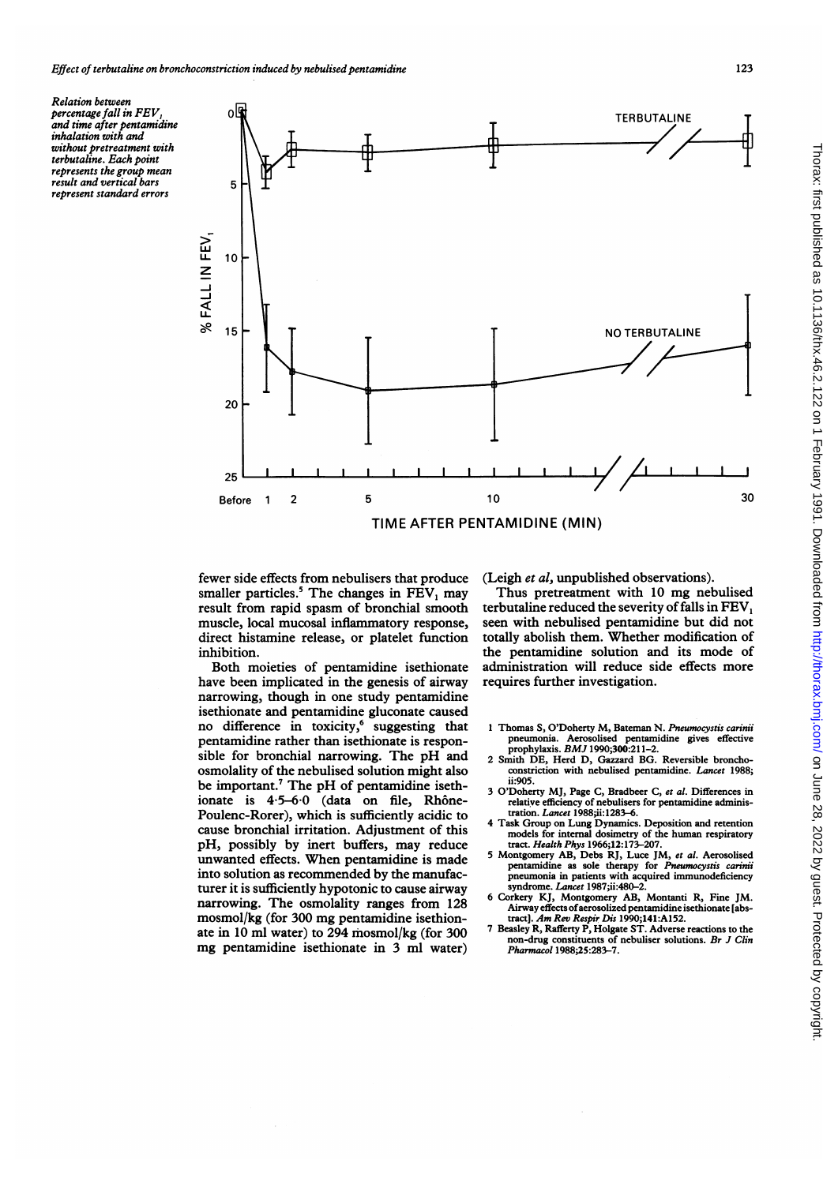Relation between percentage fall in $FEV_1$ and time after pentamidine inhalation with and without pretreatment with terbutaline. Each point represents the group mean result and vertical bars represent standard errors

% FALL IN $FEV_1$

0
5
10
15
20
25

TERBUTALINE

NO TERBUTALINE

Before 1 2 5 10 30

TIME AFTER PENTAMIDINE (MIN)

fewer side effects from nebulisers that produce smaller particles.[5] The changes in $FEV_1$ may result from rapid spasm of bronchial smooth muscle, local mucosal inflammatory response, direct histamine release, or platelet function inhibition.

Both moieties of pentamidine isethionate have been implicated in the genesis of airway narrowing, though in one study pentamidine isethionate and pentamidine gluconate caused no difference in toxicity,[6] suggesting that pentamidine rather than isethionate is responsible for bronchial narrowing. The pH and osmolality of the nebulised solution might also be important.[7] The pH of pentamidine isethionate is 4·5–6·0 (data on file, Rhône-Poulenc-Rorer), which is sufficiently acidic to cause bronchial irritation. Adjustment of this pH, possibly by inert buffers, may reduce unwanted effects. When pentamidine is made into solution as recommended by the manufacturer it is sufficiently hypotonic to cause airway narrowing. The osmolality ranges from 128 mosmol/kg (for 300 mg pentamidine isethionate in 10 ml water) to 294 mosmol/kg (for 300 mg pentamidine isethionate in 3 ml water) (Leigh *et al*, unpublished observations).

Thus pretreatment with 10 mg nebulised terbutaline reduced the severity of falls in $FEV_1$ seen with nebulised pentamidine but did not totally abolish them. Whether modification of the pentamidine solution and its mode of administration will reduce side effects more requires further investigation.

1 Thomas S, O'Doherty M, Bateman N. *Pneumocystis carinii* pneumonia. Aerosolised pentamidine gives effective prophylaxis. *BMJ* 1990;**300**:211–2.
2 Smith DE, Herd D, Gazzard BG. Reversible bronchoconstriction with nebulised pentamidine. *Lancet* 1988; ii:905.
3 O'Doherty MJ, Page C, Bradbeer C, *et al*. Differences in relative efficiency of nebulisers for pentamidine administration. *Lancet* 1988;ii:1283–6.
4 Task Group on Lung Dynamics. Deposition and retention models for internal dosimetry of the human respiratory tract. *Health Phys* 1966;**12**:173–207.
5 Montgomery AB, Debs RJ, Luce JM, *et al*. Aerosolised pentamidine as sole therapy for *Pneumocystis carinii* pneumonia in patients with acquired immunodeficiency syndrome. *Lancet* 1987;ii:480–2.
6 Corkery KJ, Montgomery AB, Montanti R, Fine JM. Airway effects of aerosolized pentamidine isethionate [abstract]. *Am Rev Respir Dis* 1990;**141**:A152.
7 Beasley R, Rafferty P, Holgate ST. Adverse reactions to the non-drug constituents of nebuliser solutions. *Br J Clin Pharmacol* 1988;**25**:283–7.